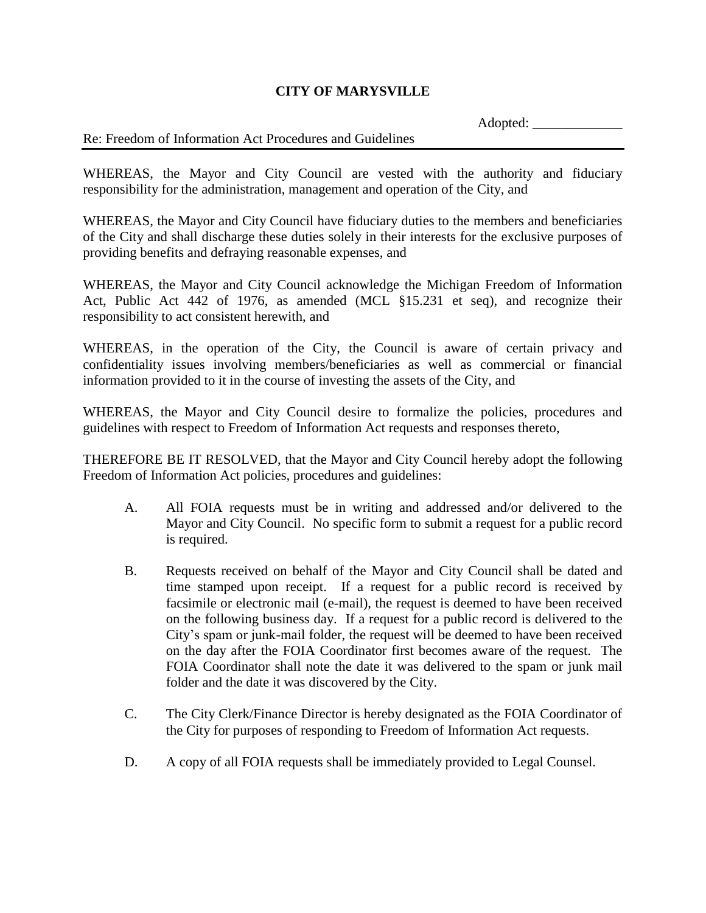**CITY OF MARYSVILLE**

Adopted: _____________

Re: Freedom of Information Act Procedures and Guidelines

WHEREAS, the Mayor and City Council are vested with the authority and fiduciary responsibility for the administration, management and operation of the City, and

WHEREAS, the Mayor and City Council have fiduciary duties to the members and beneficiaries of the City and shall discharge these duties solely in their interests for the exclusive purposes of providing benefits and defraying reasonable expenses, and

WHEREAS, the Mayor and City Council acknowledge the Michigan Freedom of Information Act, Public Act 442 of 1976, as amended (MCL §15.231 et seq), and recognize their responsibility to act consistent herewith, and

WHEREAS, in the operation of the City, the Council is aware of certain privacy and confidentiality issues involving members/beneficiaries as well as commercial or financial information provided to it in the course of investing the assets of the City, and

WHEREAS, the Mayor and City Council desire to formalize the policies, procedures and guidelines with respect to Freedom of Information Act requests and responses thereto,

THEREFORE BE IT RESOLVED, that the Mayor and City Council hereby adopt the following Freedom of Information Act policies, procedures and guidelines:

A. All FOIA requests must be in writing and addressed and/or delivered to the Mayor and City Council. No specific form to submit a request for a public record is required.

B. Requests received on behalf of the Mayor and City Council shall be dated and time stamped upon receipt. If a request for a public record is received by facsimile or electronic mail (e-mail), the request is deemed to have been received on the following business day. If a request for a public record is delivered to the City's spam or junk-mail folder, the request will be deemed to have been received on the day after the FOIA Coordinator first becomes aware of the request. The FOIA Coordinator shall note the date it was delivered to the spam or junk mail folder and the date it was discovered by the City.

C. The City Clerk/Finance Director is hereby designated as the FOIA Coordinator of the City for purposes of responding to Freedom of Information Act requests.

D. A copy of all FOIA requests shall be immediately provided to Legal Counsel.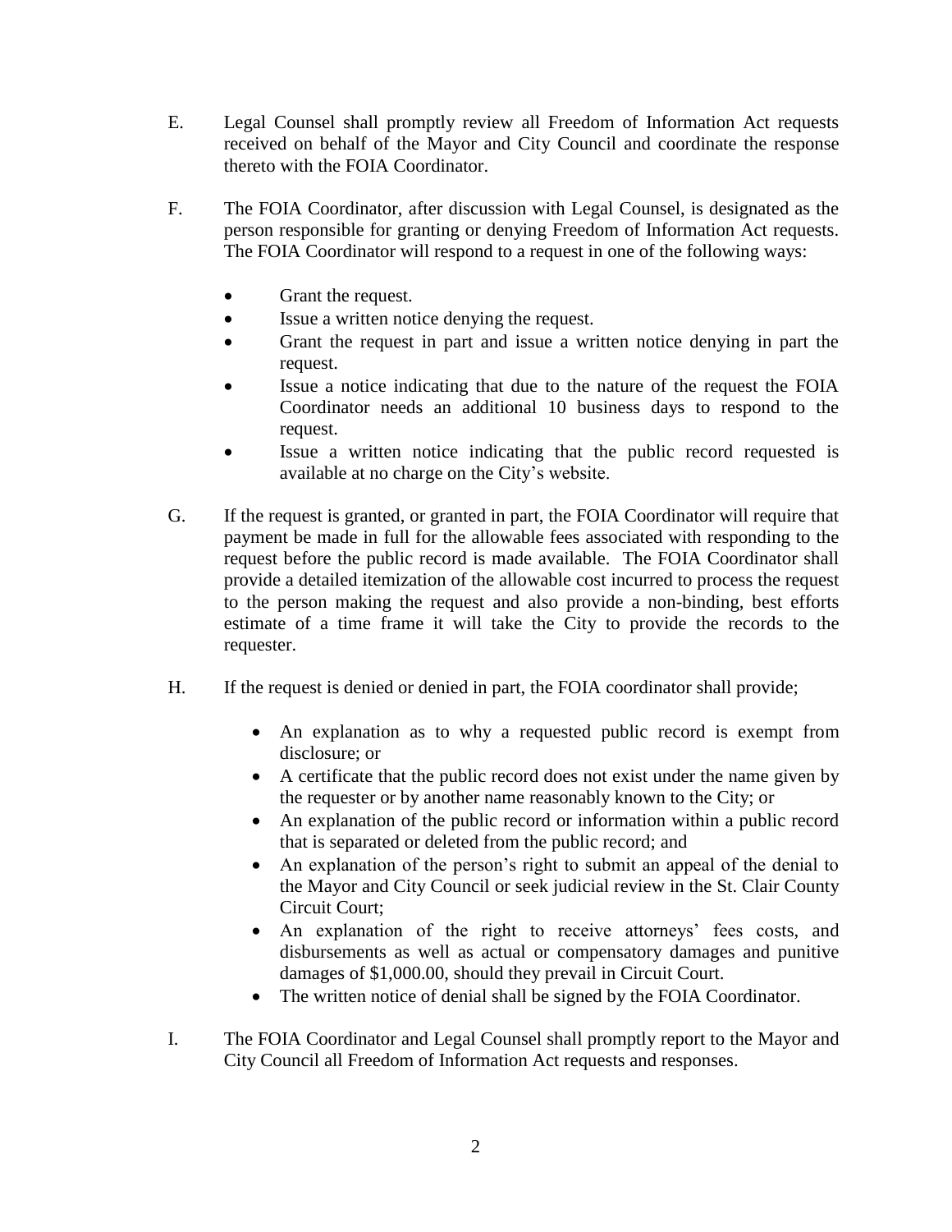E. Legal Counsel shall promptly review all Freedom of Information Act requests received on behalf of the Mayor and City Council and coordinate the response thereto with the FOIA Coordinator.

F. The FOIA Coordinator, after discussion with Legal Counsel, is designated as the person responsible for granting or denying Freedom of Information Act requests. The FOIA Coordinator will respond to a request in one of the following ways:

- Grant the request.
- Issue a written notice denying the request.
- Grant the request in part and issue a written notice denying in part the request.
- Issue a notice indicating that due to the nature of the request the FOIA Coordinator needs an additional 10 business days to respond to the request.
- Issue a written notice indicating that the public record requested is available at no charge on the City's website.

G. If the request is granted, or granted in part, the FOIA Coordinator will require that payment be made in full for the allowable fees associated with responding to the request before the public record is made available. The FOIA Coordinator shall provide a detailed itemization of the allowable cost incurred to process the request to the person making the request and also provide a non-binding, best efforts estimate of a time frame it will take the City to provide the records to the requester.

H. If the request is denied or denied in part, the FOIA coordinator shall provide;

- An explanation as to why a requested public record is exempt from disclosure; or
- A certificate that the public record does not exist under the name given by the requester or by another name reasonably known to the City; or
- An explanation of the public record or information within a public record that is separated or deleted from the public record; and
- An explanation of the person's right to submit an appeal of the denial to the Mayor and City Council or seek judicial review in the St. Clair County Circuit Court;
- An explanation of the right to receive attorneys' fees costs, and disbursements as well as actual or compensatory damages and punitive damages of $1,000.00, should they prevail in Circuit Court.
- The written notice of denial shall be signed by the FOIA Coordinator.

I. The FOIA Coordinator and Legal Counsel shall promptly report to the Mayor and City Council all Freedom of Information Act requests and responses.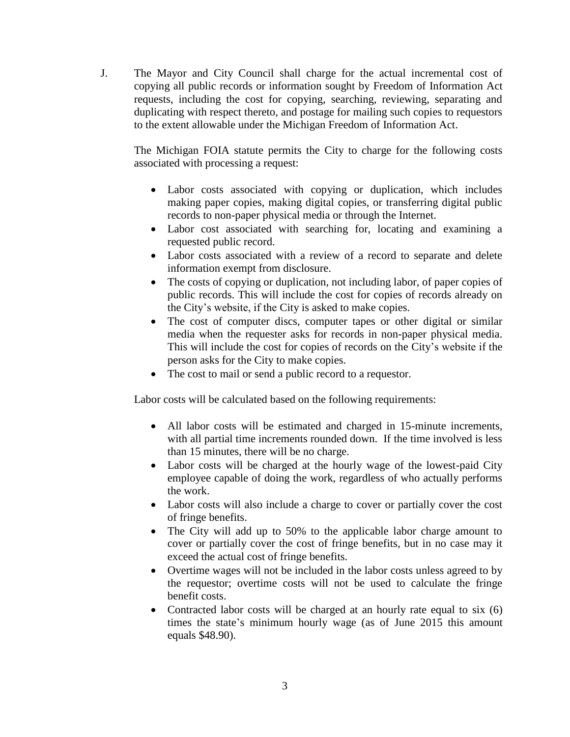J. The Mayor and City Council shall charge for the actual incremental cost of copying all public records or information sought by Freedom of Information Act requests, including the cost for copying, searching, reviewing, separating and duplicating with respect thereto, and postage for mailing such copies to requestors to the extent allowable under the Michigan Freedom of Information Act.

The Michigan FOIA statute permits the City to charge for the following costs associated with processing a request:

- Labor costs associated with copying or duplication, which includes making paper copies, making digital copies, or transferring digital public records to non-paper physical media or through the Internet.
- Labor cost associated with searching for, locating and examining a requested public record.
- Labor costs associated with a review of a record to separate and delete information exempt from disclosure.
- The costs of copying or duplication, not including labor, of paper copies of public records. This will include the cost for copies of records already on the City's website, if the City is asked to make copies.
- The cost of computer discs, computer tapes or other digital or similar media when the requester asks for records in non-paper physical media. This will include the cost for copies of records on the City's website if the person asks for the City to make copies.
- The cost to mail or send a public record to a requestor.

Labor costs will be calculated based on the following requirements:

- All labor costs will be estimated and charged in 15-minute increments, with all partial time increments rounded down. If the time involved is less than 15 minutes, there will be no charge.
- Labor costs will be charged at the hourly wage of the lowest-paid City employee capable of doing the work, regardless of who actually performs the work.
- Labor costs will also include a charge to cover or partially cover the cost of fringe benefits.
- The City will add up to 50% to the applicable labor charge amount to cover or partially cover the cost of fringe benefits, but in no case may it exceed the actual cost of fringe benefits.
- Overtime wages will not be included in the labor costs unless agreed to by the requestor; overtime costs will not be used to calculate the fringe benefit costs.
- Contracted labor costs will be charged at an hourly rate equal to six (6) times the state's minimum hourly wage (as of June 2015 this amount equals $48.90).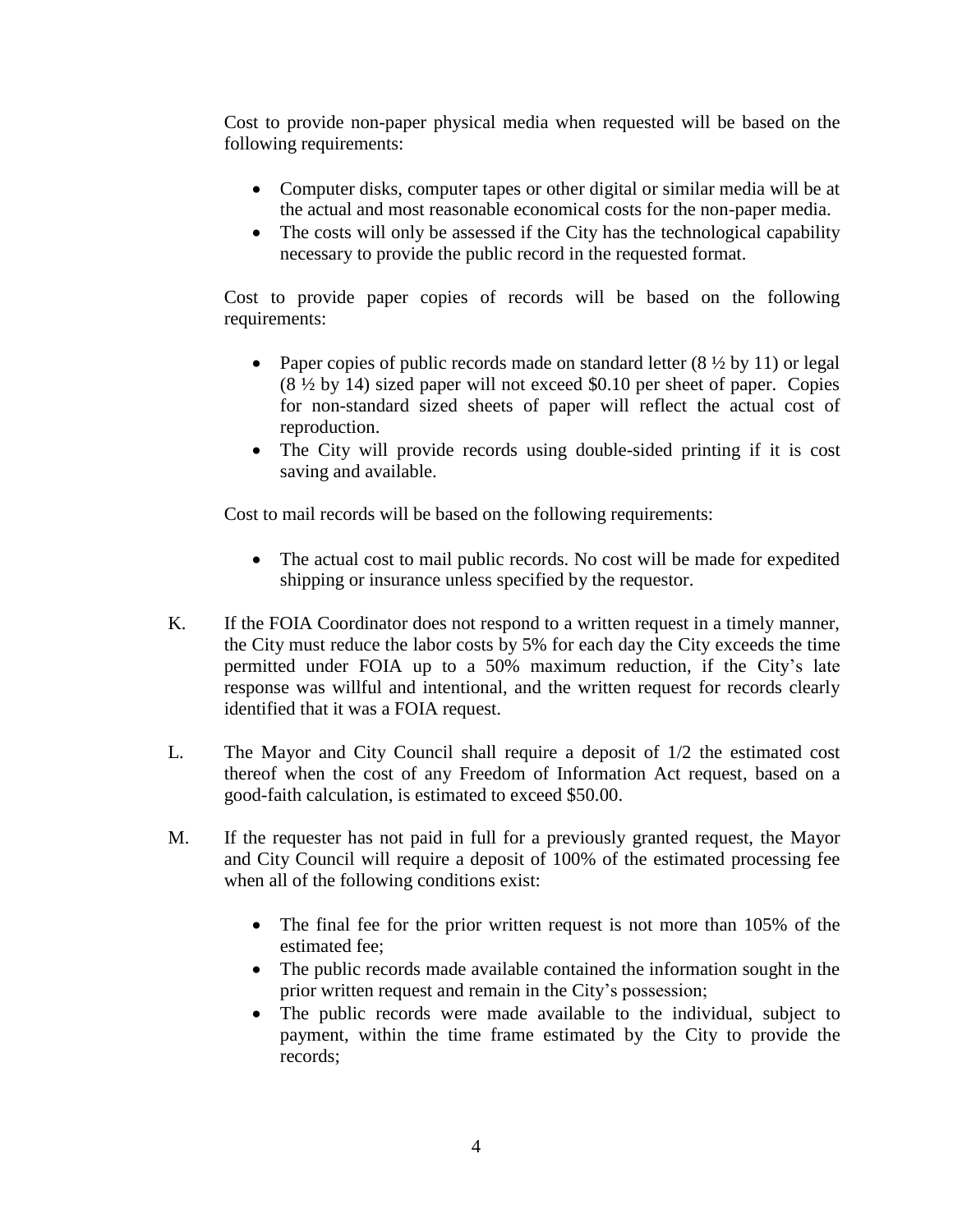Cost to provide non-paper physical media when requested will be based on the following requirements:

- Computer disks, computer tapes or other digital or similar media will be at the actual and most reasonable economical costs for the non-paper media.
- The costs will only be assessed if the City has the technological capability necessary to provide the public record in the requested format.

Cost to provide paper copies of records will be based on the following requirements:

- Paper copies of public records made on standard letter (8 ½ by 11) or legal (8 ½ by 14) sized paper will not exceed $0.10 per sheet of paper. Copies for non-standard sized sheets of paper will reflect the actual cost of reproduction.
- The City will provide records using double-sided printing if it is cost saving and available.

Cost to mail records will be based on the following requirements:

- The actual cost to mail public records. No cost will be made for expedited shipping or insurance unless specified by the requestor.

K. If the FOIA Coordinator does not respond to a written request in a timely manner, the City must reduce the labor costs by 5% for each day the City exceeds the time permitted under FOIA up to a 50% maximum reduction, if the City's late response was willful and intentional, and the written request for records clearly identified that it was a FOIA request.

L. The Mayor and City Council shall require a deposit of 1/2 the estimated cost thereof when the cost of any Freedom of Information Act request, based on a good-faith calculation, is estimated to exceed $50.00.

M. If the requester has not paid in full for a previously granted request, the Mayor and City Council will require a deposit of 100% of the estimated processing fee when all of the following conditions exist:

- The final fee for the prior written request is not more than 105% of the estimated fee;
- The public records made available contained the information sought in the prior written request and remain in the City's possession;
- The public records were made available to the individual, subject to payment, within the time frame estimated by the City to provide the records;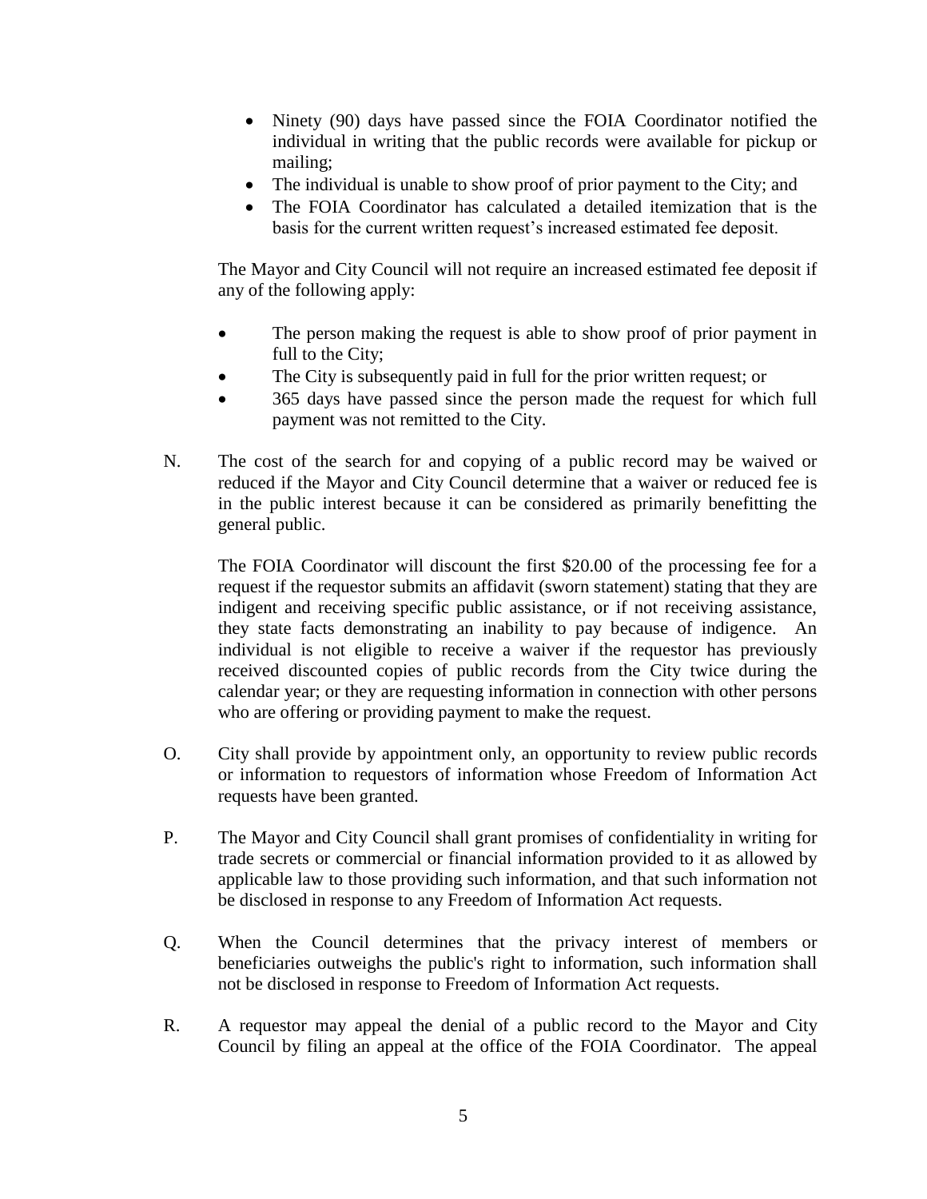- Ninety (90) days have passed since the FOIA Coordinator notified the individual in writing that the public records were available for pickup or mailing;
- The individual is unable to show proof of prior payment to the City; and
- The FOIA Coordinator has calculated a detailed itemization that is the basis for the current written request's increased estimated fee deposit.

The Mayor and City Council will not require an increased estimated fee deposit if any of the following apply:

- The person making the request is able to show proof of prior payment in full to the City;
- The City is subsequently paid in full for the prior written request; or
- 365 days have passed since the person made the request for which full payment was not remitted to the City.

N. The cost of the search for and copying of a public record may be waived or reduced if the Mayor and City Council determine that a waiver or reduced fee is in the public interest because it can be considered as primarily benefitting the general public.

The FOIA Coordinator will discount the first $20.00 of the processing fee for a request if the requestor submits an affidavit (sworn statement) stating that they are indigent and receiving specific public assistance, or if not receiving assistance, they state facts demonstrating an inability to pay because of indigence. An individual is not eligible to receive a waiver if the requestor has previously received discounted copies of public records from the City twice during the calendar year; or they are requesting information in connection with other persons who are offering or providing payment to make the request.

O. City shall provide by appointment only, an opportunity to review public records or information to requestors of information whose Freedom of Information Act requests have been granted.

P. The Mayor and City Council shall grant promises of confidentiality in writing for trade secrets or commercial or financial information provided to it as allowed by applicable law to those providing such information, and that such information not be disclosed in response to any Freedom of Information Act requests.

Q. When the Council determines that the privacy interest of members or beneficiaries outweighs the public's right to information, such information shall not be disclosed in response to Freedom of Information Act requests.

R. A requestor may appeal the denial of a public record to the Mayor and City Council by filing an appeal at the office of the FOIA Coordinator. The appeal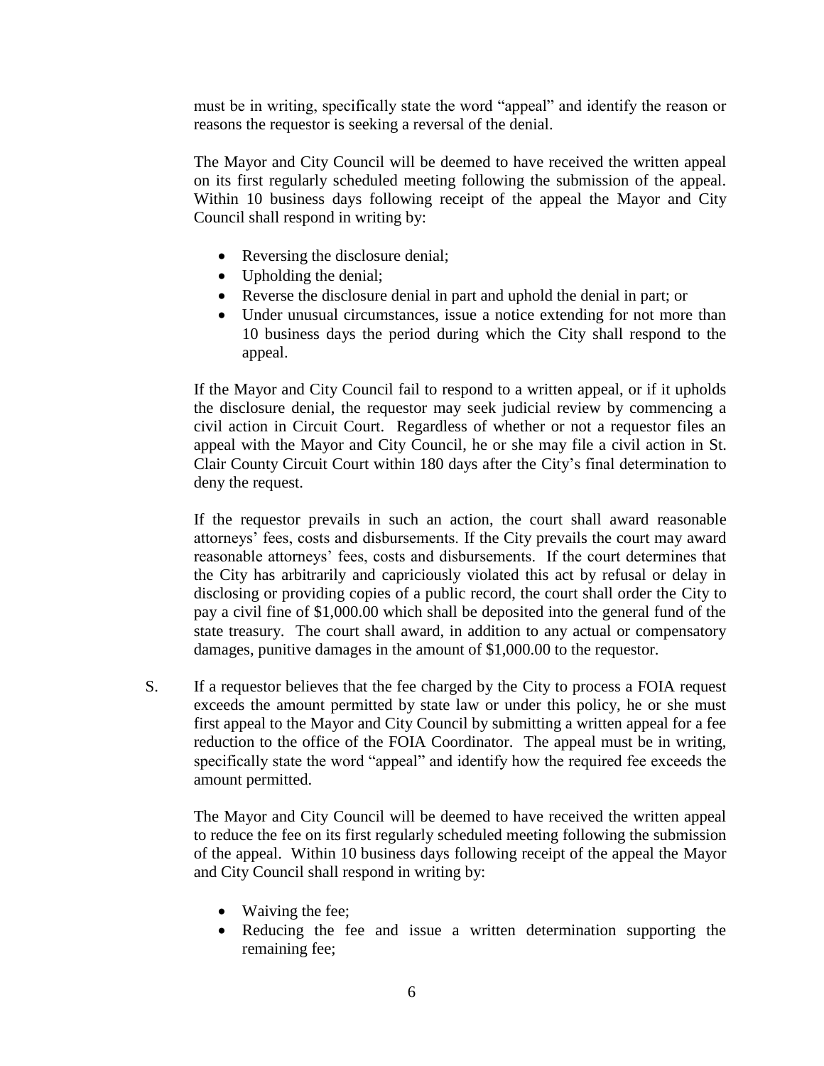must be in writing, specifically state the word "appeal" and identify the reason or reasons the requestor is seeking a reversal of the denial.

The Mayor and City Council will be deemed to have received the written appeal on its first regularly scheduled meeting following the submission of the appeal. Within 10 business days following receipt of the appeal the Mayor and City Council shall respond in writing by:

- Reversing the disclosure denial;
- Upholding the denial;
- Reverse the disclosure denial in part and uphold the denial in part; or
- Under unusual circumstances, issue a notice extending for not more than 10 business days the period during which the City shall respond to the appeal.

If the Mayor and City Council fail to respond to a written appeal, or if it upholds the disclosure denial, the requestor may seek judicial review by commencing a civil action in Circuit Court. Regardless of whether or not a requestor files an appeal with the Mayor and City Council, he or she may file a civil action in St. Clair County Circuit Court within 180 days after the City's final determination to deny the request.

If the requestor prevails in such an action, the court shall award reasonable attorneys' fees, costs and disbursements. If the City prevails the court may award reasonable attorneys' fees, costs and disbursements. If the court determines that the City has arbitrarily and capriciously violated this act by refusal or delay in disclosing or providing copies of a public record, the court shall order the City to pay a civil fine of $1,000.00 which shall be deposited into the general fund of the state treasury. The court shall award, in addition to any actual or compensatory damages, punitive damages in the amount of $1,000.00 to the requestor.

S. If a requestor believes that the fee charged by the City to process a FOIA request exceeds the amount permitted by state law or under this policy, he or she must first appeal to the Mayor and City Council by submitting a written appeal for a fee reduction to the office of the FOIA Coordinator. The appeal must be in writing, specifically state the word "appeal" and identify how the required fee exceeds the amount permitted.

The Mayor and City Council will be deemed to have received the written appeal to reduce the fee on its first regularly scheduled meeting following the submission of the appeal. Within 10 business days following receipt of the appeal the Mayor and City Council shall respond in writing by:

- Waiving the fee;
- Reducing the fee and issue a written determination supporting the remaining fee;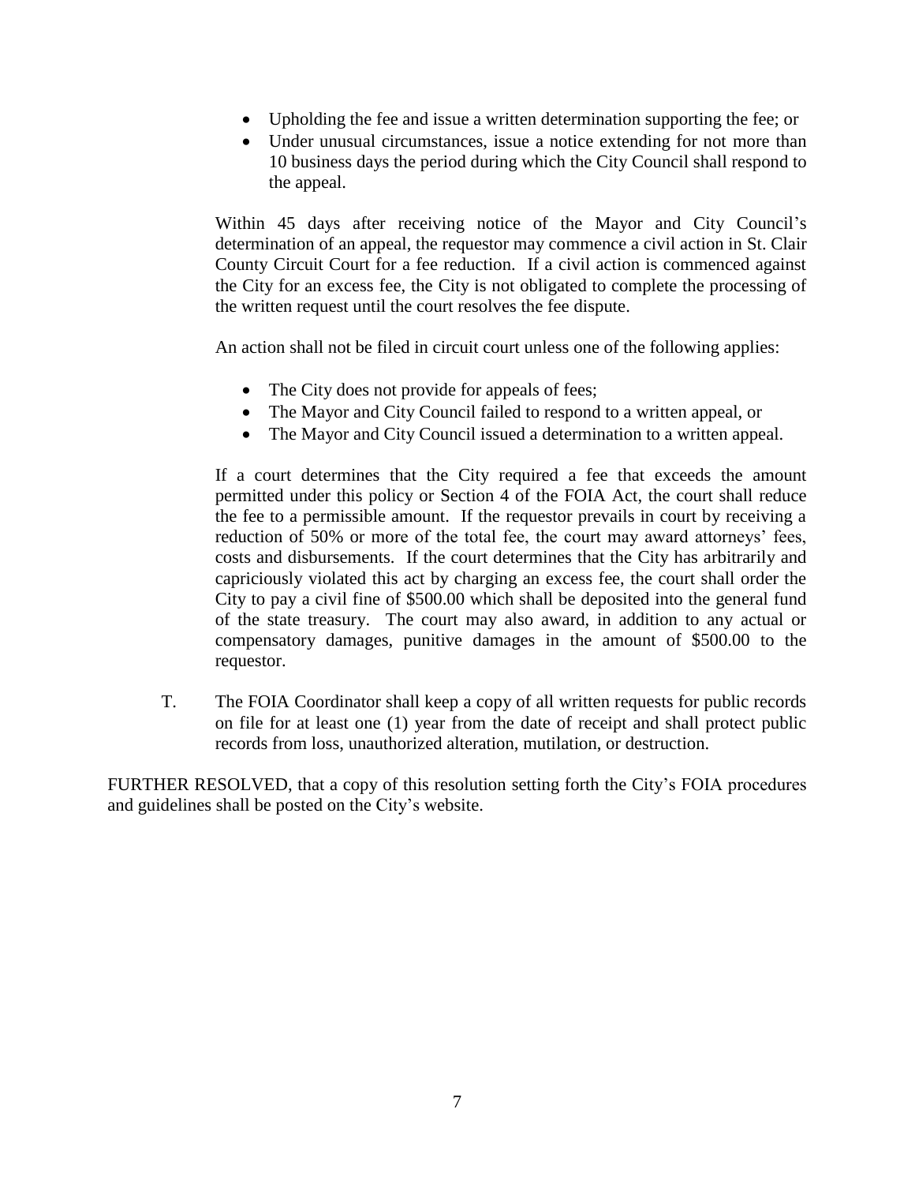- Upholding the fee and issue a written determination supporting the fee; or
- Under unusual circumstances, issue a notice extending for not more than 10 business days the period during which the City Council shall respond to the appeal.

Within 45 days after receiving notice of the Mayor and City Council's determination of an appeal, the requestor may commence a civil action in St. Clair County Circuit Court for a fee reduction. If a civil action is commenced against the City for an excess fee, the City is not obligated to complete the processing of the written request until the court resolves the fee dispute.

An action shall not be filed in circuit court unless one of the following applies:

- The City does not provide for appeals of fees;
- The Mayor and City Council failed to respond to a written appeal, or
- The Mayor and City Council issued a determination to a written appeal.

If a court determines that the City required a fee that exceeds the amount permitted under this policy or Section 4 of the FOIA Act, the court shall reduce the fee to a permissible amount. If the requestor prevails in court by receiving a reduction of 50% or more of the total fee, the court may award attorneys' fees, costs and disbursements. If the court determines that the City has arbitrarily and capriciously violated this act by charging an excess fee, the court shall order the City to pay a civil fine of $500.00 which shall be deposited into the general fund of the state treasury. The court may also award, in addition to any actual or compensatory damages, punitive damages in the amount of $500.00 to the requestor.

T. The FOIA Coordinator shall keep a copy of all written requests for public records on file for at least one (1) year from the date of receipt and shall protect public records from loss, unauthorized alteration, mutilation, or destruction.

FURTHER RESOLVED, that a copy of this resolution setting forth the City's FOIA procedures and guidelines shall be posted on the City's website.